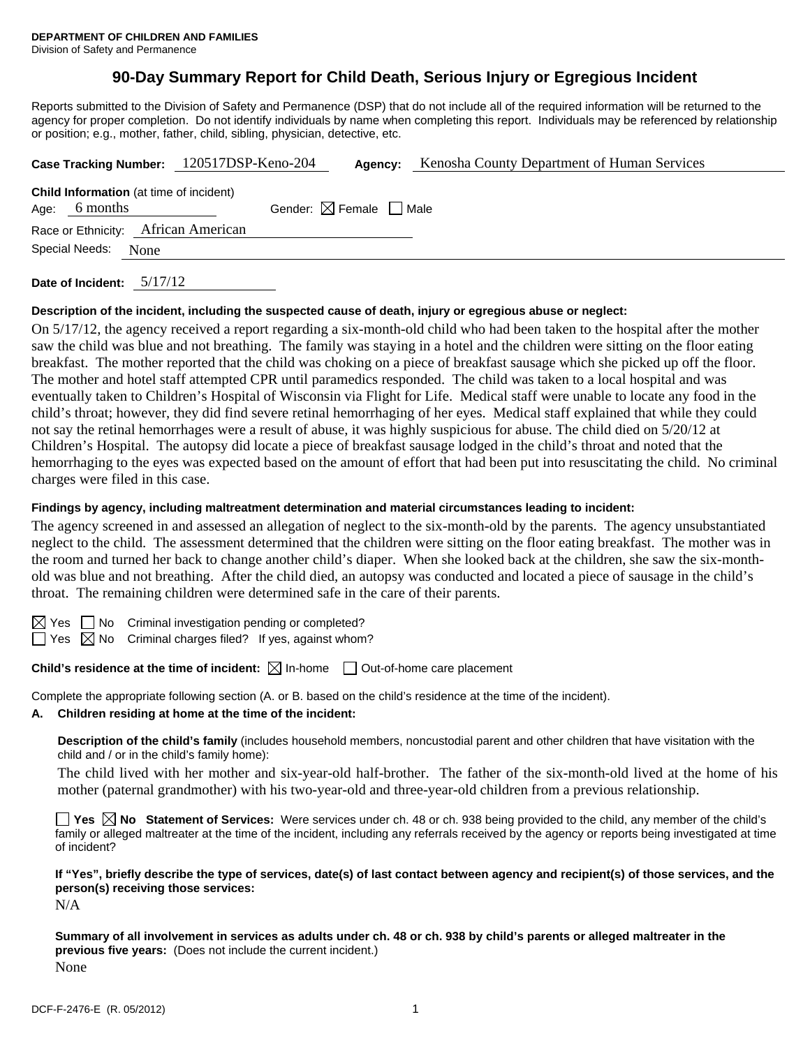**DEPARTMENT OF CHILDREN AND FAMILIES**
Division of Safety and Permanence

# 90-Day Summary Report for Child Death, Serious Injury or Egregious Incident

Reports submitted to the Division of Safety and Permanence (DSP) that do not include all of the required information will be returned to the agency for proper completion. Do not identify individuals by name when completing this report. Individuals may be referenced by relationship or position; e.g., mother, father, child, sibling, physician, detective, etc.

**Case Tracking Number:** 120517DSP-Keno-204 **Agency:** Kenosha County Department of Human Services

**Child Information** (at time of incident)
Age: 6 months Gender: ☒ Female ☐ Male
Race or Ethnicity: African American
Special Needs: None

**Date of Incident:** 5/17/12

**Description of the incident, including the suspected cause of death, injury or egregious abuse or neglect:**

On 5/17/12, the agency received a report regarding a six-month-old child who had been taken to the hospital after the mother saw the child was blue and not breathing. The family was staying in a hotel and the children were sitting on the floor eating breakfast. The mother reported that the child was choking on a piece of breakfast sausage which she picked up off the floor. The mother and hotel staff attempted CPR until paramedics responded. The child was taken to a local hospital and was eventually taken to Children's Hospital of Wisconsin via Flight for Life. Medical staff were unable to locate any food in the child's throat; however, they did find severe retinal hemorrhaging of her eyes. Medical staff explained that while they could not say the retinal hemorrhages were a result of abuse, it was highly suspicious for abuse. The child died on 5/20/12 at Children's Hospital. The autopsy did locate a piece of breakfast sausage lodged in the child's throat and noted that the hemorrhaging to the eyes was expected based on the amount of effort that had been put into resuscitating the child. No criminal charges were filed in this case.

**Findings by agency, including maltreatment determination and material circumstances leading to incident:**

The agency screened in and assessed an allegation of neglect to the six-month-old by the parents. The agency unsubstantiated neglect to the child. The assessment determined that the children were sitting on the floor eating breakfast. The mother was in the room and turned her back to change another child's diaper. When she looked back at the children, she saw the six-month-old was blue and not breathing. After the child died, an autopsy was conducted and located a piece of sausage in the child's throat. The remaining children were determined safe in the care of their parents.

☒ Yes ☐ No Criminal investigation pending or completed?
☐ Yes ☒ No Criminal charges filed? If yes, against whom?

**Child's residence at the time of incident:** ☒ In-home ☐ Out-of-home care placement

Complete the appropriate following section (A. or B. based on the child's residence at the time of the incident).

**A. Children residing at home at the time of the incident:**

**Description of the child's family** (includes household members, noncustodial parent and other children that have visitation with the child and / or in the child's family home):

The child lived with her mother and six-year-old half-brother. The father of the six-month-old lived at the home of his mother (paternal grandmother) with his two-year-old and three-year-old children from a previous relationship.

☐ **Yes** ☒ **No Statement of Services:** Were services under ch. 48 or ch. 938 being provided to the child, any member of the child's family or alleged maltreater at the time of the incident, including any referrals received by the agency or reports being investigated at time of incident?

**If "Yes", briefly describe the type of services, date(s) of last contact between agency and recipient(s) of those services, and the person(s) receiving those services:**

N/A

**Summary of all involvement in services as adults under ch. 48 or ch. 938 by child's parents or alleged maltreater in the previous five years:** (Does not include the current incident.)

None

DCF-F-2476-E (R. 05/2012)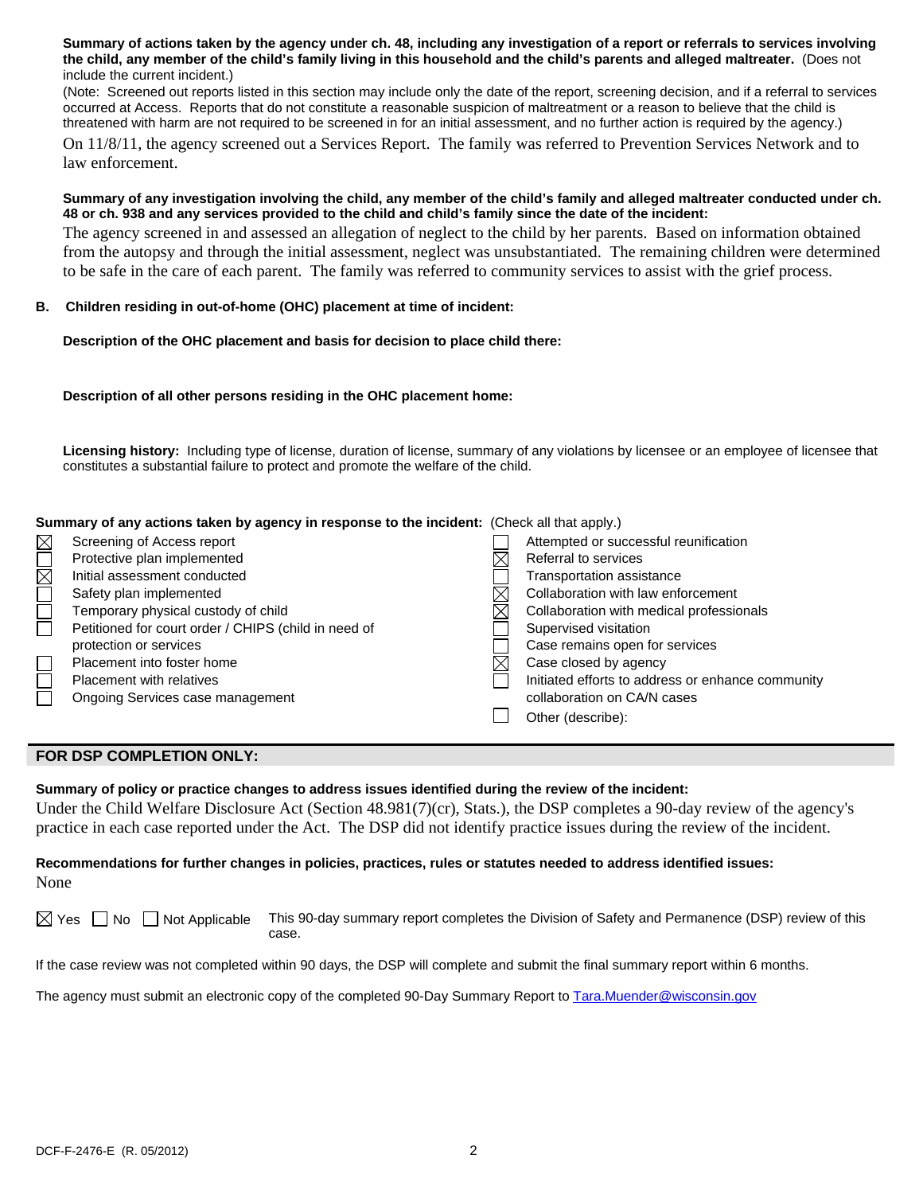**Summary of actions taken by the agency under ch. 48, including any investigation of a report or referrals to services involving the child, any member of the child's family living in this household and the child's parents and alleged maltreater.** (Does not include the current incident.)

(Note: Screened out reports listed in this section may include only the date of the report, screening decision, and if a referral to services occurred at Access. Reports that do not constitute a reasonable suspicion of maltreatment or a reason to believe that the child is threatened with harm are not required to be screened in for an initial assessment, and no further action is required by the agency.)

On 11/8/11, the agency screened out a Services Report. The family was referred to Prevention Services Network and to law enforcement.

**Summary of any investigation involving the child, any member of the child's family and alleged maltreater conducted under ch. 48 or ch. 938 and any services provided to the child and child's family since the date of the incident:**

The agency screened in and assessed an allegation of neglect to the child by her parents. Based on information obtained from the autopsy and through the initial assessment, neglect was unsubstantiated. The remaining children were determined to be safe in the care of each parent. The family was referred to community services to assist with the grief process.

**B. Children residing in out-of-home (OHC) placement at time of incident:**

**Description of the OHC placement and basis for decision to place child there:**

**Description of all other persons residing in the OHC placement home:**

**Licensing history:** Including type of license, duration of license, summary of any violations by licensee or an employee of licensee that constitutes a substantial failure to protect and promote the welfare of the child.

**Summary of any actions taken by agency in response to the incident:** (Check all that apply.)

- ☒ Screening of Access report
- ☐ Protective plan implemented
- ☒ Initial assessment conducted
- ☐ Safety plan implemented
- ☐ Temporary physical custody of child
- ☐ Petitioned for court order / CHIPS (child in need of protection or services
- ☐ Placement into foster home
- ☐ Placement with relatives
- ☐ Ongoing Services case management
- ☐ Attempted or successful reunification
- ☒ Referral to services
- ☐ Transportation assistance
- ☒ Collaboration with law enforcement
- ☒ Collaboration with medical professionals
- ☐ Supervised visitation
- ☐ Case remains open for services
- ☒ Case closed by agency
- ☐ Initiated efforts to address or enhance community collaboration on CA/N cases
- ☐ Other (describe):

## FOR DSP COMPLETION ONLY:

**Summary of policy or practice changes to address issues identified during the review of the incident:**

Under the Child Welfare Disclosure Act (Section 48.981(7)(cr), Stats.), the DSP completes a 90-day review of the agency's practice in each case reported under the Act. The DSP did not identify practice issues during the review of the incident.

**Recommendations for further changes in policies, practices, rules or statutes needed to address identified issues:**

None

☒ Yes ☐ No ☐ Not Applicable This 90-day summary report completes the Division of Safety and Permanence (DSP) review of this case.

If the case review was not completed within 90 days, the DSP will complete and submit the final summary report within 6 months.

The agency must submit an electronic copy of the completed 90-Day Summary Report to Tara.Muender@wisconsin.gov

DCF-F-2476-E (R. 05/2012)